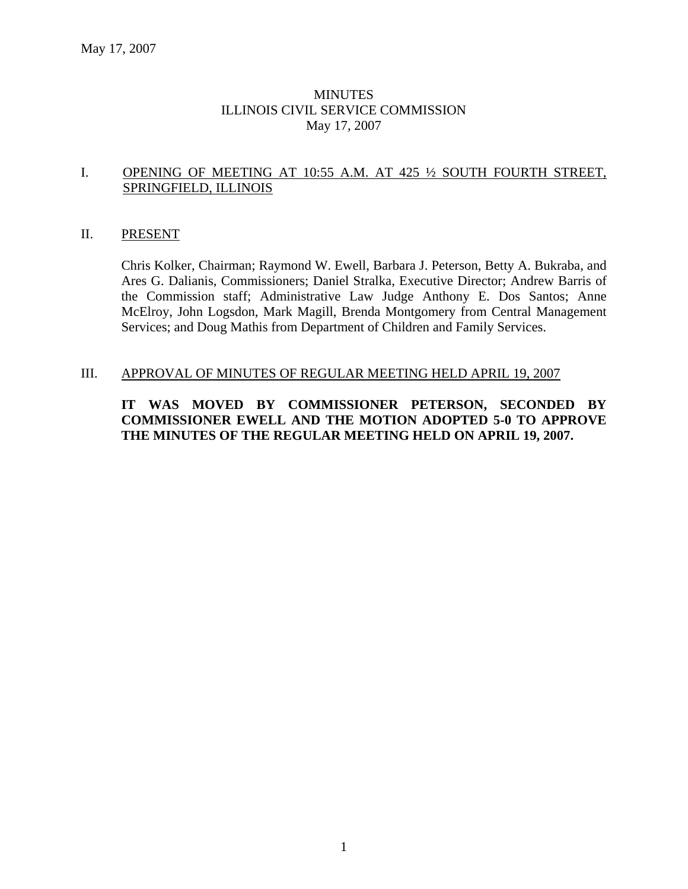# MINUTES
# ILLINOIS CIVIL SERVICE COMMISSION
# May 17, 2007

## I. OPENING OF MEETING AT 10:55 A.M. AT 425 ½ SOUTH FOURTH STREET, SPRINGFIELD, ILLINOIS

## II. PRESENT

Chris Kolker, Chairman; Raymond W. Ewell, Barbara J. Peterson, Betty A. Bukraba, and Ares G. Dalianis, Commissioners; Daniel Stralka, Executive Director; Andrew Barris of the Commission staff; Administrative Law Judge Anthony E. Dos Santos; Anne McElroy, John Logsdon, Mark Magill, Brenda Montgomery from Central Management Services; and Doug Mathis from Department of Children and Family Services.

## III. APPROVAL OF MINUTES OF REGULAR MEETING HELD APRIL 19, 2007

**IT WAS MOVED BY COMMISSIONER PETERSON, SECONDED BY COMMISSIONER EWELL AND THE MOTION ADOPTED 5-0 TO APPROVE THE MINUTES OF THE REGULAR MEETING HELD ON APRIL 19, 2007.**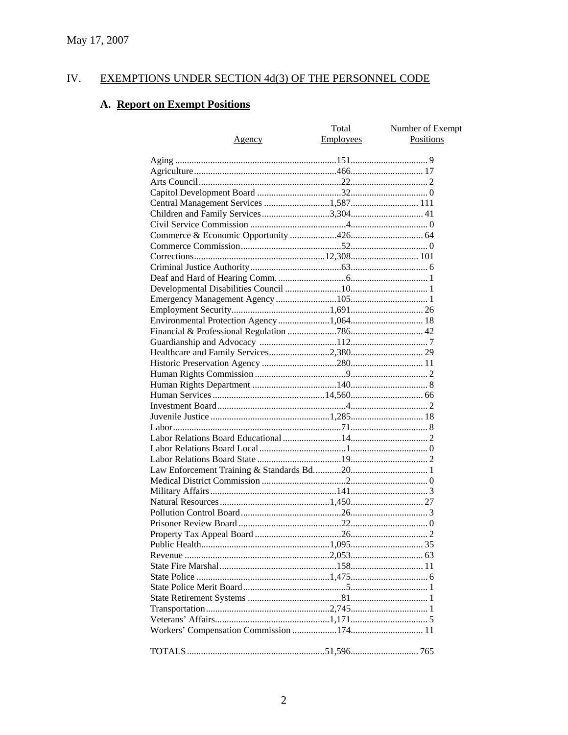May 17, 2007

## IV. EXEMPTIONS UNDER SECTION 4d(3) OF THE PERSONNEL CODE

### A. Report on Exempt Positions

| Agency | Total Employees | Number of Exempt Positions |
|---|---|---|
| Aging | 151 | 9 |
| Agriculture | 466 | 17 |
| Arts Council | 22 | 2 |
| Capitol Development Board | 32 | 0 |
| Central Management Services | 1,587 | 111 |
| Children and Family Services | 3,304 | 41 |
| Civil Service Commission | 4 | 0 |
| Commerce & Economic Opportunity | 426 | 64 |
| Commerce Commission | 52 | 0 |
| Corrections | 12,308 | 101 |
| Criminal Justice Authority | 63 | 6 |
| Deaf and Hard of Hearing Comm. | 6 | 1 |
| Developmental Disabilities Council | 10 | 1 |
| Emergency Management Agency | 105 | 1 |
| Employment Security | 1,691 | 26 |
| Environmental Protection Agency | 1,064 | 18 |
| Financial & Professional Regulation | 786 | 42 |
| Guardianship and Advocacy | 112 | 7 |
| Healthcare and Family Services | 2,380 | 29 |
| Historic Preservation Agency | 280 | 11 |
| Human Rights Commission | 9 | 2 |
| Human Rights Department | 140 | 8 |
| Human Services | 14,560 | 66 |
| Investment Board | 4 | 2 |
| Juvenile Justice | 1,285 | 18 |
| Labor | 71 | 8 |
| Labor Relations Board Educational | 14 | 2 |
| Labor Relations Board Local | 1 | 0 |
| Labor Relations Board State | 19 | 2 |
| Law Enforcement Training & Standards Bd. | 20 | 1 |
| Medical District Commission | 2 | 0 |
| Military Affairs | 141 | 3 |
| Natural Resources | 1,450 | 27 |
| Pollution Control Board | 26 | 3 |
| Prisoner Review Board | 22 | 0 |
| Property Tax Appeal Board | 26 | 2 |
| Public Health | 1,095 | 35 |
| Revenue | 2,053 | 63 |
| State Fire Marshal | 158 | 11 |
| State Police | 1,475 | 6 |
| State Police Merit Board | 5 | 1 |
| State Retirement Systems | 81 | 1 |
| Transportation | 2,745 | 1 |
| Veterans' Affairs | 1,171 | 5 |
| Workers' Compensation Commission | 174 | 11 |
| TOTALS | 51,596 | 765 |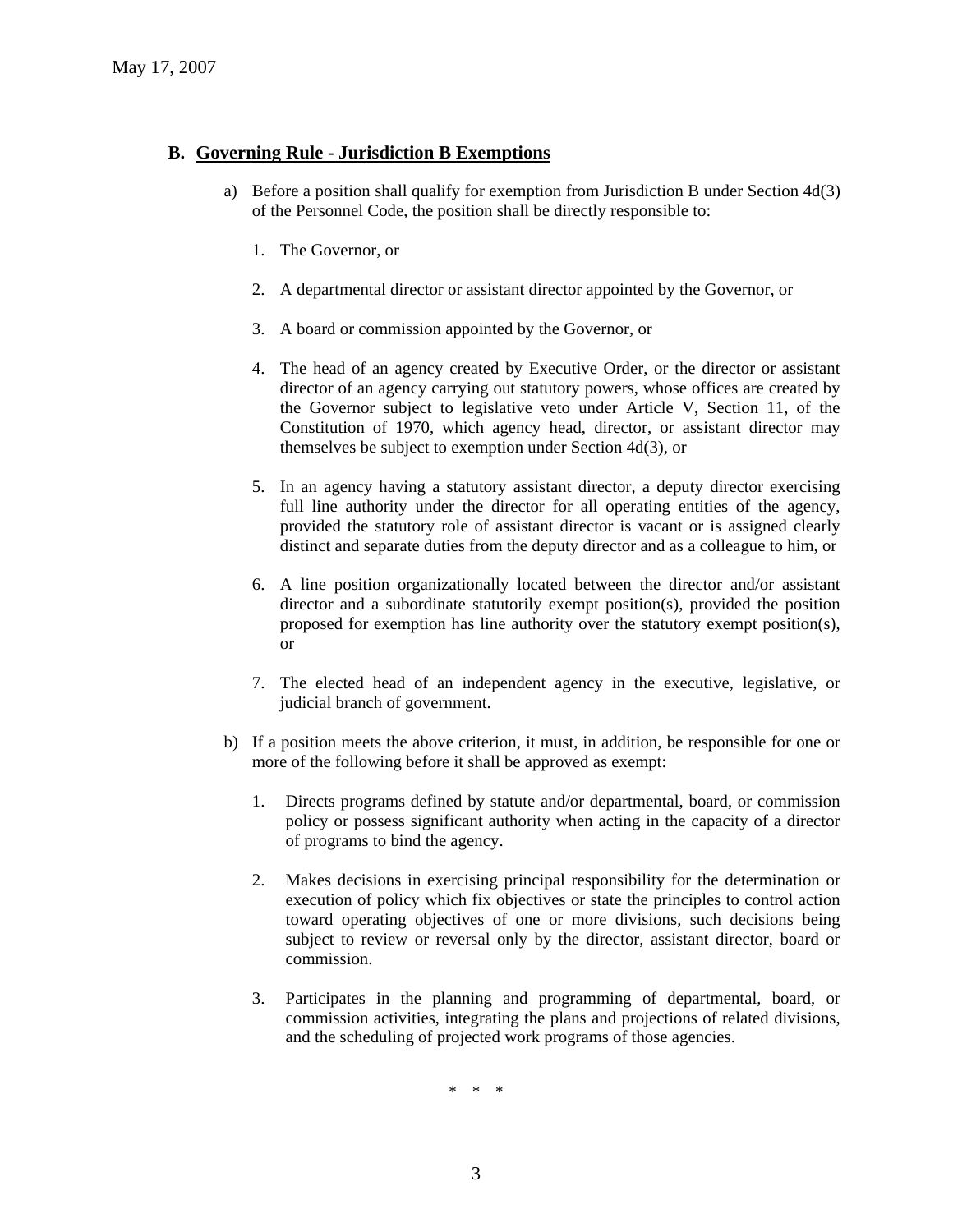## B. Governing Rule - Jurisdiction B Exemptions

a) Before a position shall qualify for exemption from Jurisdiction B under Section 4d(3) of the Personnel Code, the position shall be directly responsible to:

1. The Governor, or

2. A departmental director or assistant director appointed by the Governor, or

3. A board or commission appointed by the Governor, or

4. The head of an agency created by Executive Order, or the director or assistant director of an agency carrying out statutory powers, whose offices are created by the Governor subject to legislative veto under Article V, Section 11, of the Constitution of 1970, which agency head, director, or assistant director may themselves be subject to exemption under Section 4d(3), or

5. In an agency having a statutory assistant director, a deputy director exercising full line authority under the director for all operating entities of the agency, provided the statutory role of assistant director is vacant or is assigned clearly distinct and separate duties from the deputy director and as a colleague to him, or

6. A line position organizationally located between the director and/or assistant director and a subordinate statutorily exempt position(s), provided the position proposed for exemption has line authority over the statutory exempt position(s), or

7. The elected head of an independent agency in the executive, legislative, or judicial branch of government.

b) If a position meets the above criterion, it must, in addition, be responsible for one or more of the following before it shall be approved as exempt:

1. Directs programs defined by statute and/or departmental, board, or commission policy or possess significant authority when acting in the capacity of a director of programs to bind the agency.

2. Makes decisions in exercising principal responsibility for the determination or execution of policy which fix objectives or state the principles to control action toward operating objectives of one or more divisions, such decisions being subject to review or reversal only by the director, assistant director, board or commission.

3. Participates in the planning and programming of departmental, board, or commission activities, integrating the plans and projections of related divisions, and the scheduling of projected work programs of those agencies.

\* \* \*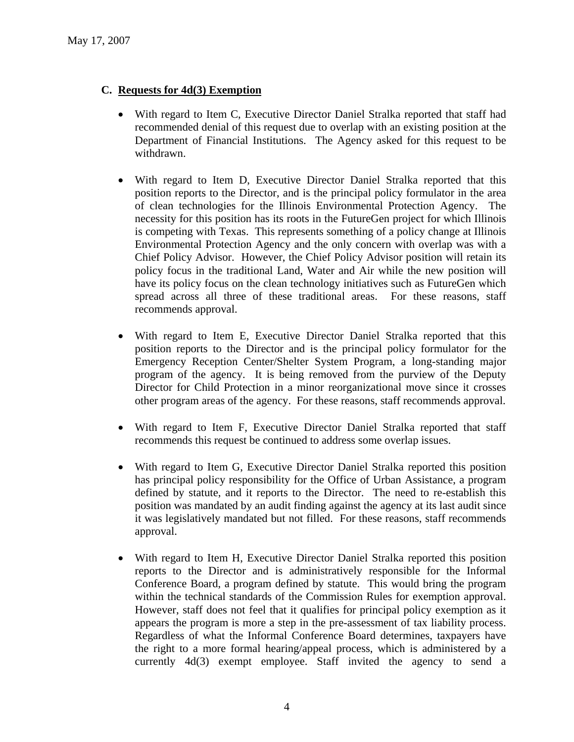May 17, 2007

### C. Requests for 4d(3) Exemption

- With regard to Item C, Executive Director Daniel Stralka reported that staff had recommended denial of this request due to overlap with an existing position at the Department of Financial Institutions. The Agency asked for this request to be withdrawn.

- With regard to Item D, Executive Director Daniel Stralka reported that this position reports to the Director, and is the principal policy formulator in the area of clean technologies for the Illinois Environmental Protection Agency. The necessity for this position has its roots in the FutureGen project for which Illinois is competing with Texas. This represents something of a policy change at Illinois Environmental Protection Agency and the only concern with overlap was with a Chief Policy Advisor. However, the Chief Policy Advisor position will retain its policy focus in the traditional Land, Water and Air while the new position will have its policy focus on the clean technology initiatives such as FutureGen which spread across all three of these traditional areas. For these reasons, staff recommends approval.

- With regard to Item E, Executive Director Daniel Stralka reported that this position reports to the Director and is the principal policy formulator for the Emergency Reception Center/Shelter System Program, a long-standing major program of the agency. It is being removed from the purview of the Deputy Director for Child Protection in a minor reorganizational move since it crosses other program areas of the agency. For these reasons, staff recommends approval.

- With regard to Item F, Executive Director Daniel Stralka reported that staff recommends this request be continued to address some overlap issues.

- With regard to Item G, Executive Director Daniel Stralka reported this position has principal policy responsibility for the Office of Urban Assistance, a program defined by statute, and it reports to the Director. The need to re-establish this position was mandated by an audit finding against the agency at its last audit since it was legislatively mandated but not filled. For these reasons, staff recommends approval.

- With regard to Item H, Executive Director Daniel Stralka reported this position reports to the Director and is administratively responsible for the Informal Conference Board, a program defined by statute. This would bring the program within the technical standards of the Commission Rules for exemption approval. However, staff does not feel that it qualifies for principal policy exemption as it appears the program is more a step in the pre-assessment of tax liability process. Regardless of what the Informal Conference Board determines, taxpayers have the right to a more formal hearing/appeal process, which is administered by a currently 4d(3) exempt employee. Staff invited the agency to send a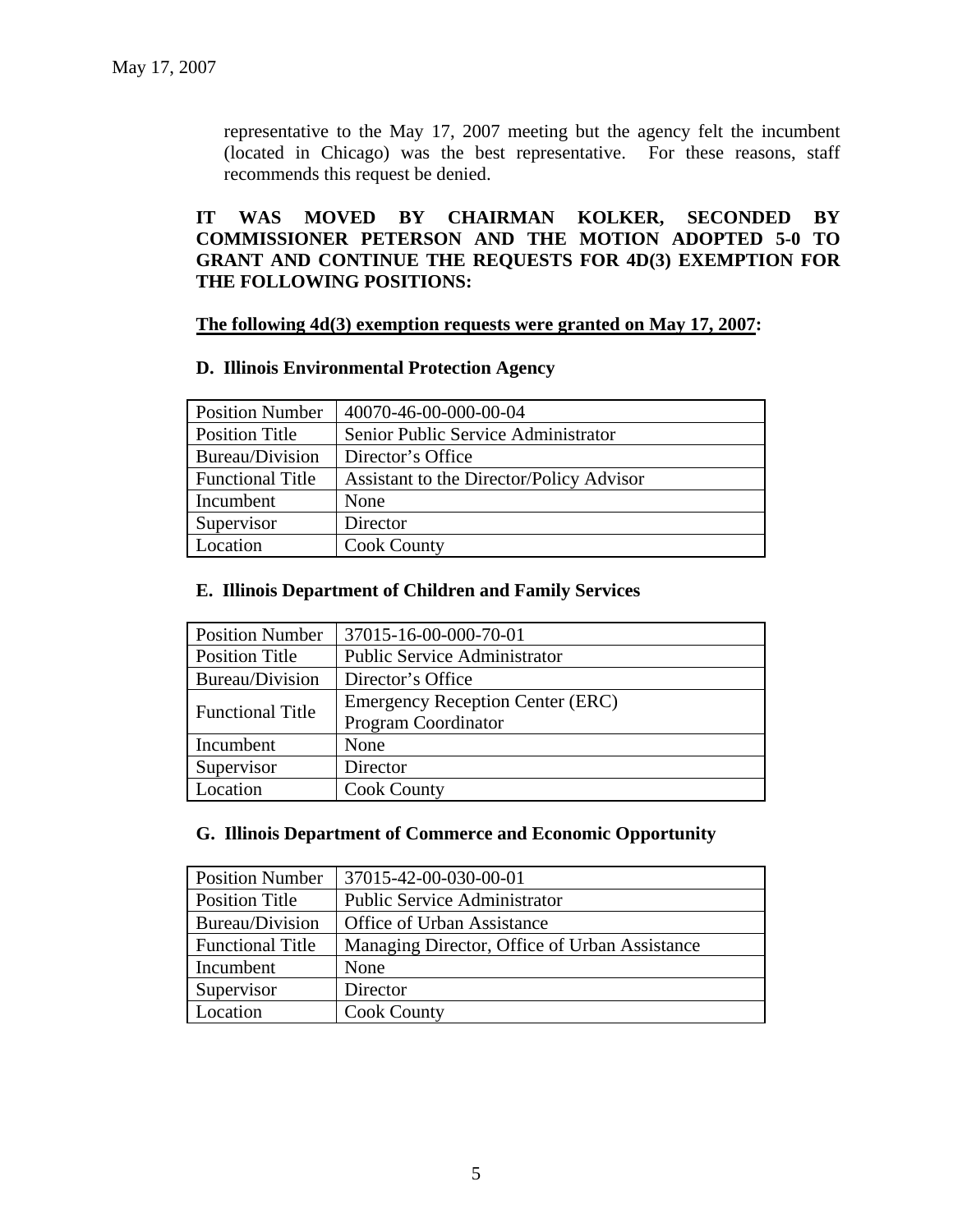representative to the May 17, 2007 meeting but the agency felt the incumbent (located in Chicago) was the best representative. For these reasons, staff recommends this request be denied.

**IT WAS MOVED BY CHAIRMAN KOLKER, SECONDED BY COMMISSIONER PETERSON AND THE MOTION ADOPTED 5-0 TO GRANT AND CONTINUE THE REQUESTS FOR 4D(3) EXEMPTION FOR THE FOLLOWING POSITIONS:**

**<u>The following 4d(3) exemption requests were granted on May 17, 2007</u>:**

**D. Illinois Environmental Protection Agency**

| Position Number | 40070-46-00-000-00-04 |
|---|---|
| Position Title | Senior Public Service Administrator |
| Bureau/Division | Director's Office |
| Functional Title | Assistant to the Director/Policy Advisor |
| Incumbent | None |
| Supervisor | Director |
| Location | Cook County |

**E. Illinois Department of Children and Family Services**

| Position Number | 37015-16-00-000-70-01 |
|---|---|
| Position Title | Public Service Administrator |
| Bureau/Division | Director's Office |
| Functional Title | Emergency Reception Center (ERC) Program Coordinator |
| Incumbent | None |
| Supervisor | Director |
| Location | Cook County |

**G. Illinois Department of Commerce and Economic Opportunity**

| Position Number | 37015-42-00-030-00-01 |
|---|---|
| Position Title | Public Service Administrator |
| Bureau/Division | Office of Urban Assistance |
| Functional Title | Managing Director, Office of Urban Assistance |
| Incumbent | None |
| Supervisor | Director |
| Location | Cook County |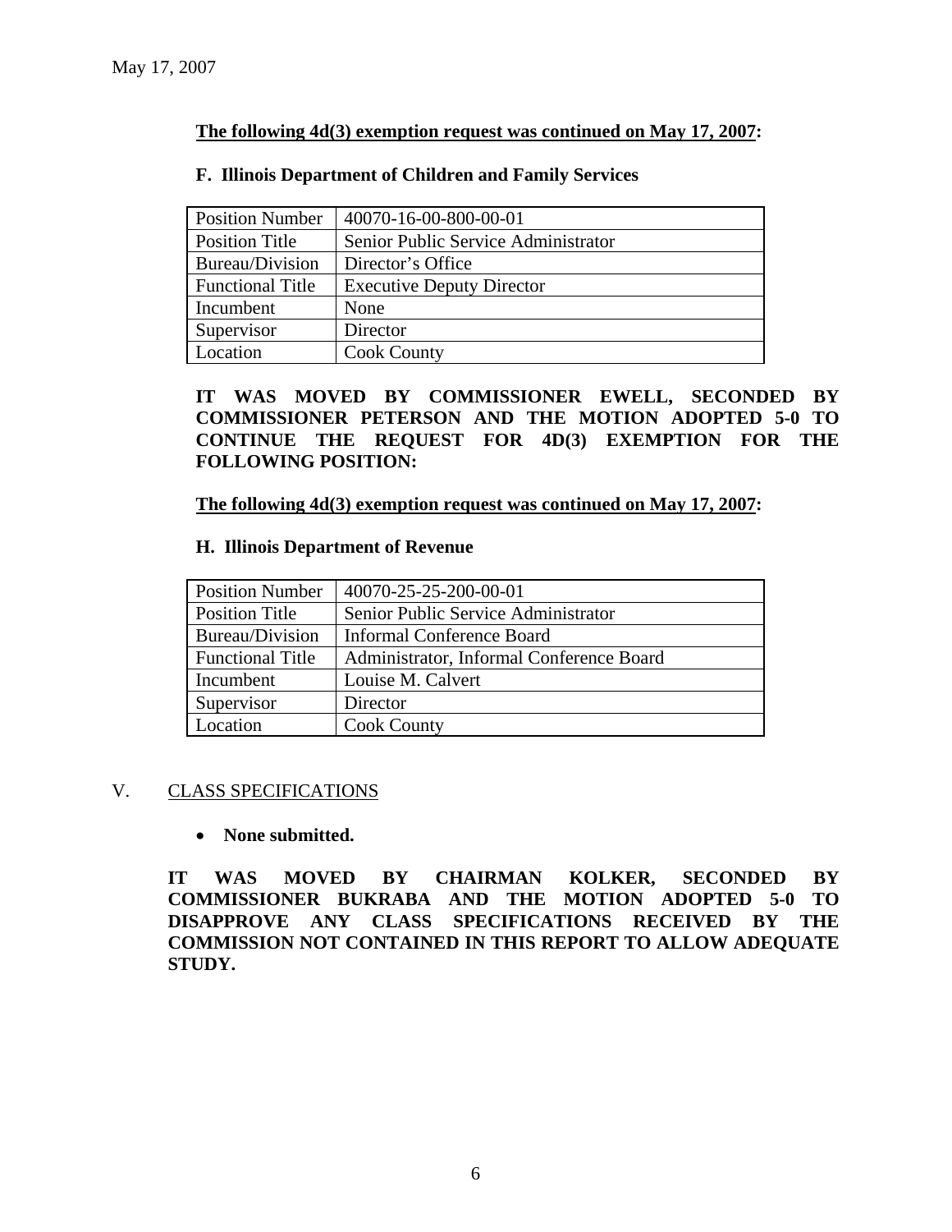May 17, 2007

**The following 4d(3) exemption request was continued on May 17, 2007:**

**F. Illinois Department of Children and Family Services**

| Position Number | 40070-16-00-800-00-01 |
|---|---|
| Position Title | Senior Public Service Administrator |
| Bureau/Division | Director's Office |
| Functional Title | Executive Deputy Director |
| Incumbent | None |
| Supervisor | Director |
| Location | Cook County |

**IT WAS MOVED BY COMMISSIONER EWELL, SECONDED BY COMMISSIONER PETERSON AND THE MOTION ADOPTED 5-0 TO CONTINUE THE REQUEST FOR 4D(3) EXEMPTION FOR THE FOLLOWING POSITION:**

**The following 4d(3) exemption request was continued on May 17, 2007:**

**H. Illinois Department of Revenue**

| Position Number | 40070-25-25-200-00-01 |
|---|---|
| Position Title | Senior Public Service Administrator |
| Bureau/Division | Informal Conference Board |
| Functional Title | Administrator, Informal Conference Board |
| Incumbent | Louise M. Calvert |
| Supervisor | Director |
| Location | Cook County |

V. CLASS SPECIFICATIONS

- **None submitted.**

**IT WAS MOVED BY CHAIRMAN KOLKER, SECONDED BY COMMISSIONER BUKRABA AND THE MOTION ADOPTED 5-0 TO DISAPPROVE ANY CLASS SPECIFICATIONS RECEIVED BY THE COMMISSION NOT CONTAINED IN THIS REPORT TO ALLOW ADEQUATE STUDY.**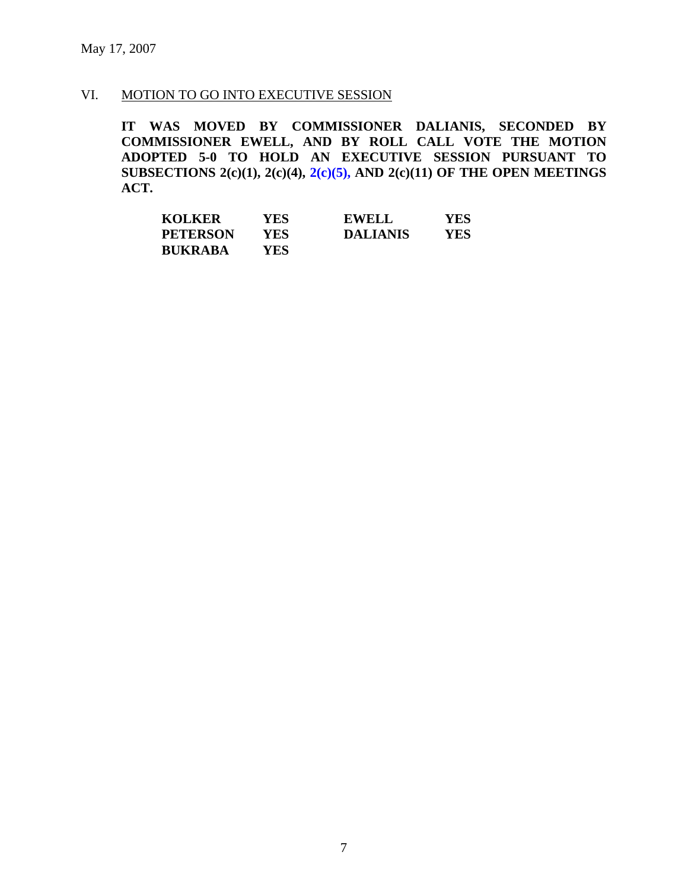May 17, 2007

## VI. MOTION TO GO INTO EXECUTIVE SESSION

**IT WAS MOVED BY COMMISSIONER DALIANIS, SECONDED BY COMMISSIONER EWELL, AND BY ROLL CALL VOTE THE MOTION ADOPTED 5-0 TO HOLD AN EXECUTIVE SESSION PURSUANT TO SUBSECTIONS 2(c)(1), 2(c)(4), 2(c)(5), AND 2(c)(11) OF THE OPEN MEETINGS ACT.**

| | | | |
|---|---|---|---|
| **KOLKER** | **YES** | **EWELL** | **YES** |
| **PETERSON** | **YES** | **DALIANIS** | **YES** |
| **BUKRABA** | **YES** | | |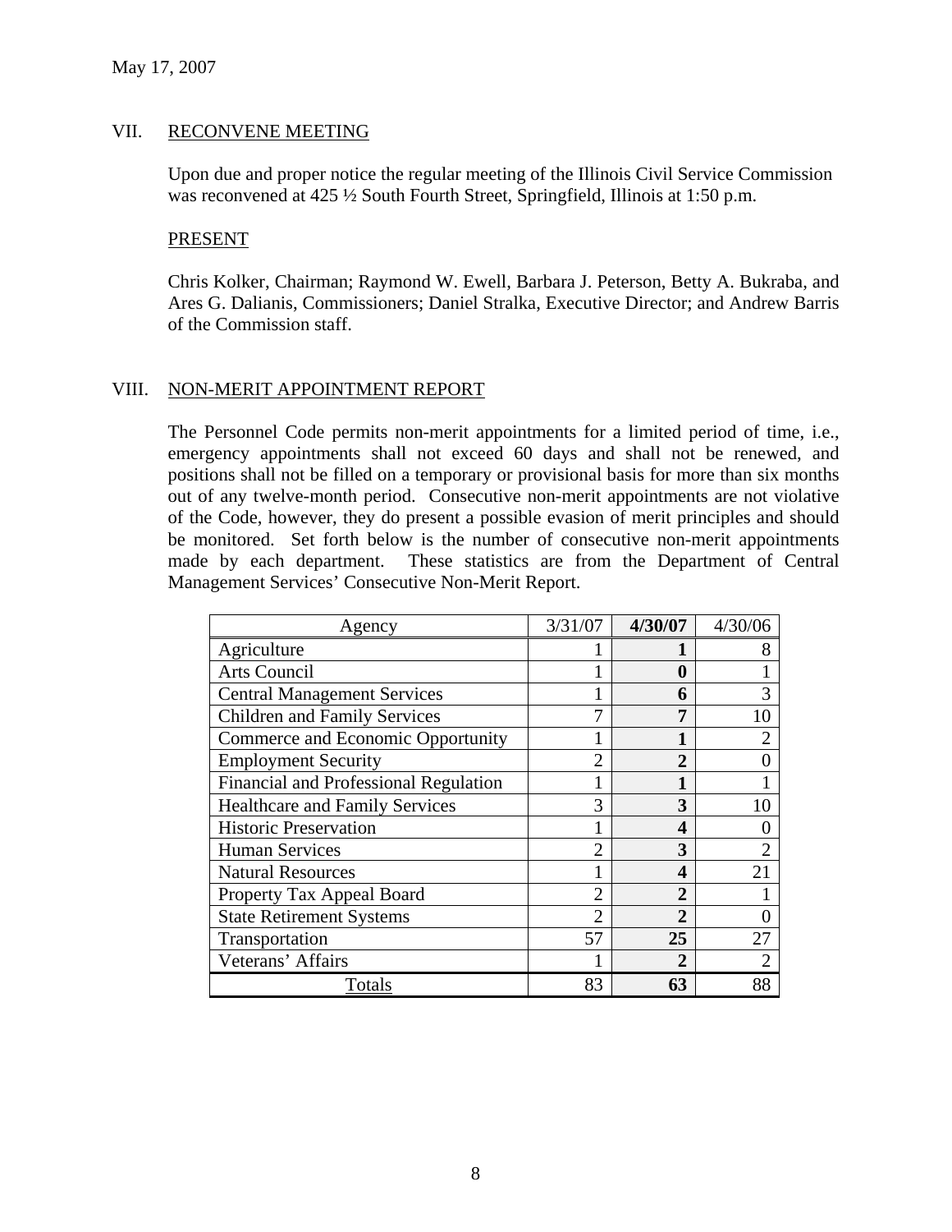May 17, 2007

## VII. RECONVENE MEETING

Upon due and proper notice the regular meeting of the Illinois Civil Service Commission was reconvened at 425 ½ South Fourth Street, Springfield, Illinois at 1:50 p.m.

### PRESENT

Chris Kolker, Chairman; Raymond W. Ewell, Barbara J. Peterson, Betty A. Bukraba, and Ares G. Dalianis, Commissioners; Daniel Stralka, Executive Director; and Andrew Barris of the Commission staff.

## VIII. NON-MERIT APPOINTMENT REPORT

The Personnel Code permits non-merit appointments for a limited period of time, i.e., emergency appointments shall not exceed 60 days and shall not be renewed, and positions shall not be filled on a temporary or provisional basis for more than six months out of any twelve-month period. Consecutive non-merit appointments are not violative of the Code, however, they do present a possible evasion of merit principles and should be monitored. Set forth below is the number of consecutive non-merit appointments made by each department. These statistics are from the Department of Central Management Services' Consecutive Non-Merit Report.

| Agency | 3/31/07 | **4/30/07** | 4/30/06 |
|---|---|---|---|
| Agriculture | 1 | **1** | 8 |
| Arts Council | 1 | **0** | 1 |
| Central Management Services | 1 | **6** | 3 |
| Children and Family Services | 7 | **7** | 10 |
| Commerce and Economic Opportunity | 1 | **1** | 2 |
| Employment Security | 2 | **2** | 0 |
| Financial and Professional Regulation | 1 | **1** | 1 |
| Healthcare and Family Services | 3 | **3** | 10 |
| Historic Preservation | 1 | **4** | 0 |
| Human Services | 2 | **3** | 2 |
| Natural Resources | 1 | **4** | 21 |
| Property Tax Appeal Board | 2 | **2** | 1 |
| State Retirement Systems | 2 | **2** | 0 |
| Transportation | 57 | **25** | 27 |
| Veterans' Affairs | 1 | **2** | 2 |
| Totals | 83 | **63** | 88 |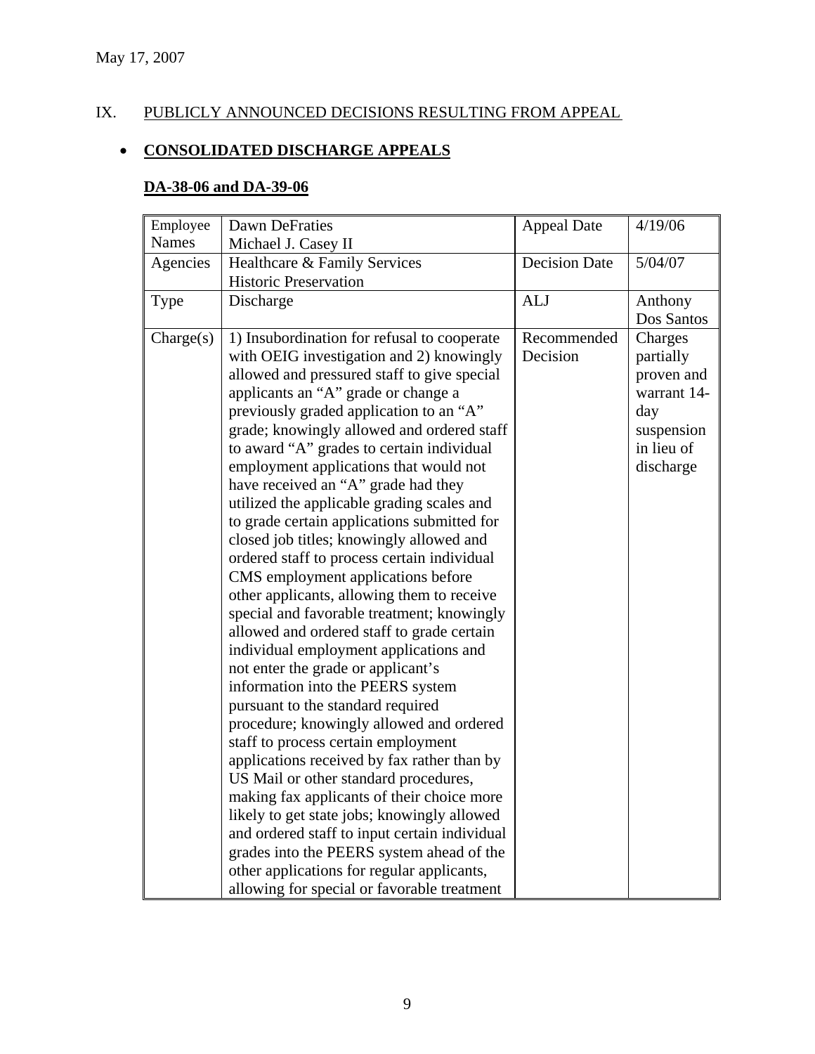May 17, 2007

## IX. PUBLICLY ANNOUNCED DECISIONS RESULTING FROM APPEAL

- **CONSOLIDATED DISCHARGE APPEALS**

### DA-38-06 and DA-39-06

| Employee Names | Dawn DeFraties<br>Michael J. Casey II | Appeal Date | 4/19/06 |
|---|---|---|---|
| Agencies | Healthcare & Family Services<br>Historic Preservation | Decision Date | 5/04/07 |
| Type | Discharge | ALJ | Anthony Dos Santos |
| Charge(s) | 1) Insubordination for refusal to cooperate with OEIG investigation and 2) knowingly allowed and pressured staff to give special applicants an "A" grade or change a previously graded application to an "A" grade; knowingly allowed and ordered staff to award "A" grades to certain individual employment applications that would not have received an "A" grade had they utilized the applicable grading scales and to grade certain applications submitted for closed job titles; knowingly allowed and ordered staff to process certain individual CMS employment applications before other applicants, allowing them to receive special and favorable treatment; knowingly allowed and ordered staff to grade certain individual employment applications and not enter the grade or applicant's information into the PEERS system pursuant to the standard required procedure; knowingly allowed and ordered staff to process certain employment applications received by fax rather than by US Mail or other standard procedures, making fax applicants of their choice more likely to get state jobs; knowingly allowed and ordered staff to input certain individual grades into the PEERS system ahead of the other applications for regular applicants, allowing for special or favorable treatment | Recommended Decision | Charges partially proven and warrant 14-day suspension in lieu of discharge |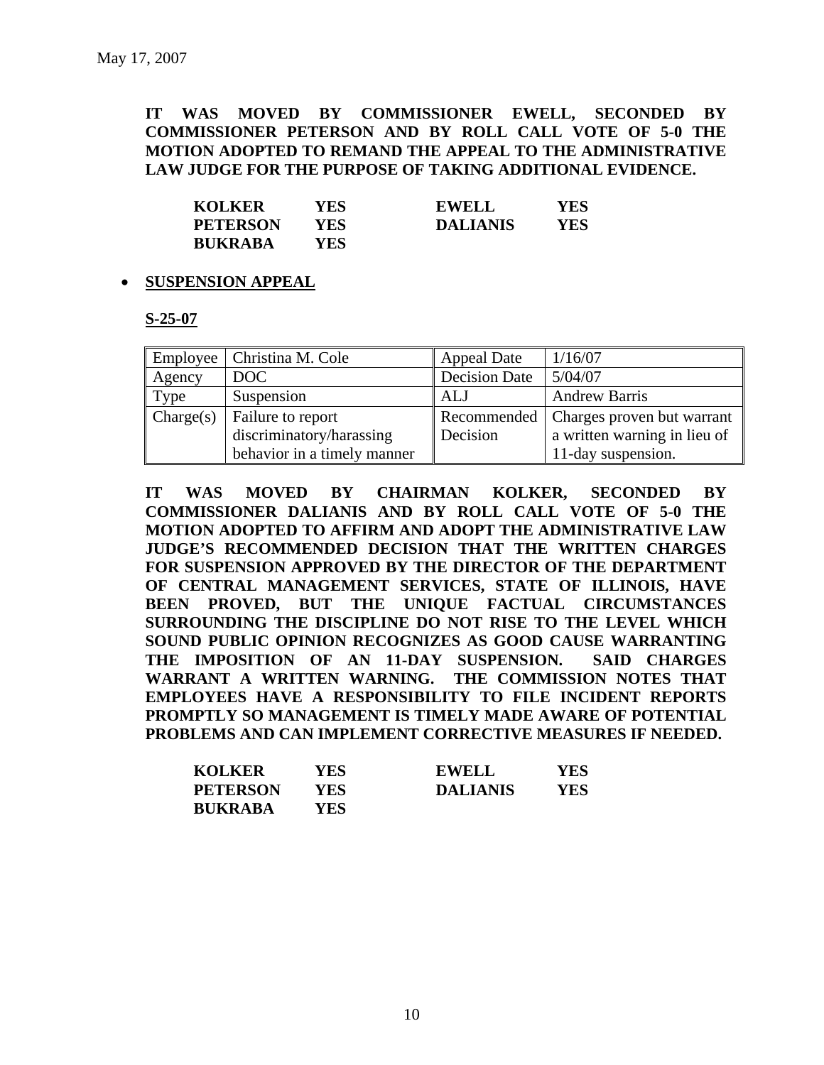May 17, 2007

**IT WAS MOVED BY COMMISSIONER EWELL, SECONDED BY COMMISSIONER PETERSON AND BY ROLL CALL VOTE OF 5-0 THE MOTION ADOPTED TO REMAND THE APPEAL TO THE ADMINISTRATIVE LAW JUDGE FOR THE PURPOSE OF TAKING ADDITIONAL EVIDENCE.**

| | | | |
|---|---|---|---|
| **KOLKER** | **YES** | **EWELL** | **YES** |
| **PETERSON** | **YES** | **DALIANIS** | **YES** |
| **BUKRABA** | **YES** | | |

- **SUSPENSION APPEAL**

**S-25-07**

| Employee | Christina M. Cole | Appeal Date | 1/16/07 |
|---|---|---|---|
| Agency | DOC | Decision Date | 5/04/07 |
| Type | Suspension | ALJ | Andrew Barris |
| Charge(s) | Failure to report discriminatory/harassing behavior in a timely manner | Recommended Decision | Charges proven but warrant a written warning in lieu of 11-day suspension. |

**IT WAS MOVED BY CHAIRMAN KOLKER, SECONDED BY COMMISSIONER DALIANIS AND BY ROLL CALL VOTE OF 5-0 THE MOTION ADOPTED TO AFFIRM AND ADOPT THE ADMINISTRATIVE LAW JUDGE'S RECOMMENDED DECISION THAT THE WRITTEN CHARGES FOR SUSPENSION APPROVED BY THE DIRECTOR OF THE DEPARTMENT OF CENTRAL MANAGEMENT SERVICES, STATE OF ILLINOIS, HAVE BEEN PROVED, BUT THE UNIQUE FACTUAL CIRCUMSTANCES SURROUNDING THE DISCIPLINE DO NOT RISE TO THE LEVEL WHICH SOUND PUBLIC OPINION RECOGNIZES AS GOOD CAUSE WARRANTING THE IMPOSITION OF AN 11-DAY SUSPENSION. SAID CHARGES WARRANT A WRITTEN WARNING. THE COMMISSION NOTES THAT EMPLOYEES HAVE A RESPONSIBILITY TO FILE INCIDENT REPORTS PROMPTLY SO MANAGEMENT IS TIMELY MADE AWARE OF POTENTIAL PROBLEMS AND CAN IMPLEMENT CORRECTIVE MEASURES IF NEEDED.**

| | | | |
|---|---|---|---|
| **KOLKER** | **YES** | **EWELL** | **YES** |
| **PETERSON** | **YES** | **DALIANIS** | **YES** |
| **BUKRABA** | **YES** | | |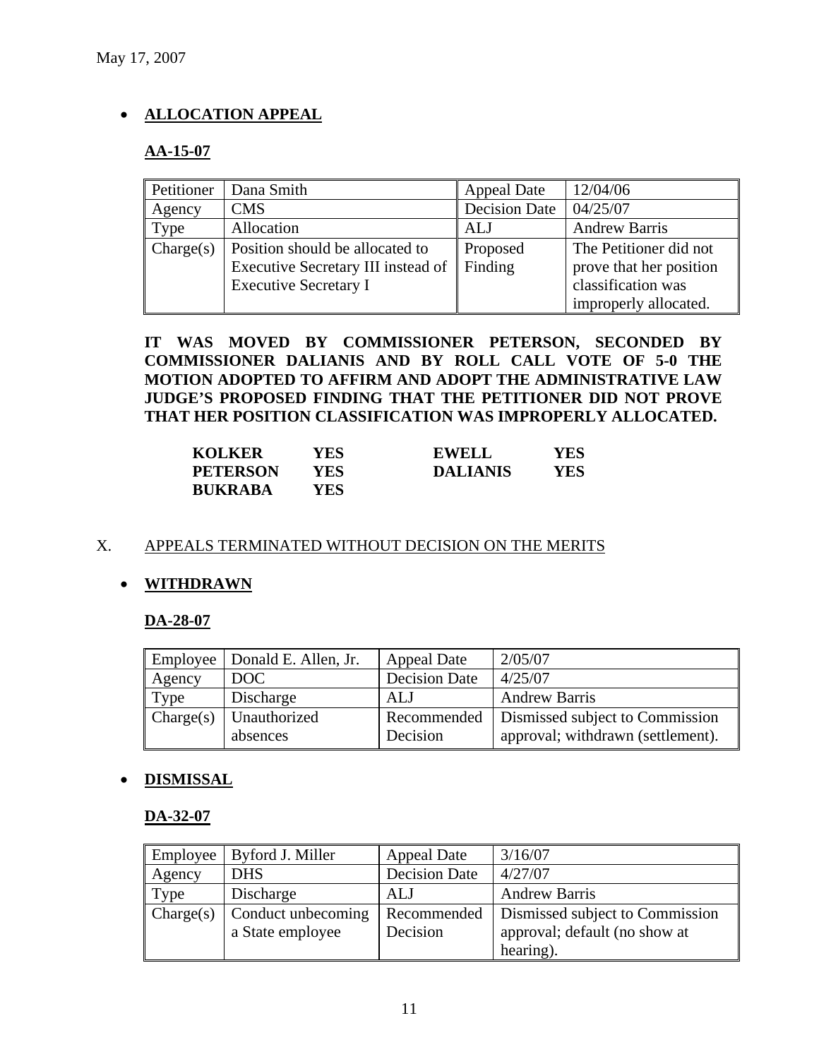May 17, 2007

- **ALLOCATION APPEAL**

**AA-15-07**

| Petitioner | Dana Smith | Appeal Date | 12/04/06 |
|---|---|---|---|
| Agency | CMS | Decision Date | 04/25/07 |
| Type | Allocation | ALJ | Andrew Barris |
| Charge(s) | Position should be allocated to Executive Secretary III instead of Executive Secretary I | Proposed Finding | The Petitioner did not prove that her position classification was improperly allocated. |

**IT WAS MOVED BY COMMISSIONER PETERSON, SECONDED BY COMMISSIONER DALIANIS AND BY ROLL CALL VOTE OF 5-0 THE MOTION ADOPTED TO AFFIRM AND ADOPT THE ADMINISTRATIVE LAW JUDGE'S PROPOSED FINDING THAT THE PETITIONER DID NOT PROVE THAT HER POSITION CLASSIFICATION WAS IMPROPERLY ALLOCATED.**

| | | | |
|---|---|---|---|
| **KOLKER** | **YES** | **EWELL** | **YES** |
| **PETERSON** | **YES** | **DALIANIS** | **YES** |
| **BUKRABA** | **YES** | | |

X. APPEALS TERMINATED WITHOUT DECISION ON THE MERITS

- **WITHDRAWN**

**DA-28-07**

| Employee | Donald E. Allen, Jr. | Appeal Date | 2/05/07 |
|---|---|---|---|
| Agency | DOC | Decision Date | 4/25/07 |
| Type | Discharge | ALJ | Andrew Barris |
| Charge(s) | Unauthorized absences | Recommended Decision | Dismissed subject to Commission approval; withdrawn (settlement). |

- **DISMISSAL**

**DA-32-07**

| Employee | Byford J. Miller | Appeal Date | 3/16/07 |
|---|---|---|---|
| Agency | DHS | Decision Date | 4/27/07 |
| Type | Discharge | ALJ | Andrew Barris |
| Charge(s) | Conduct unbecoming a State employee | Recommended Decision | Dismissed subject to Commission approval; default (no show at hearing). |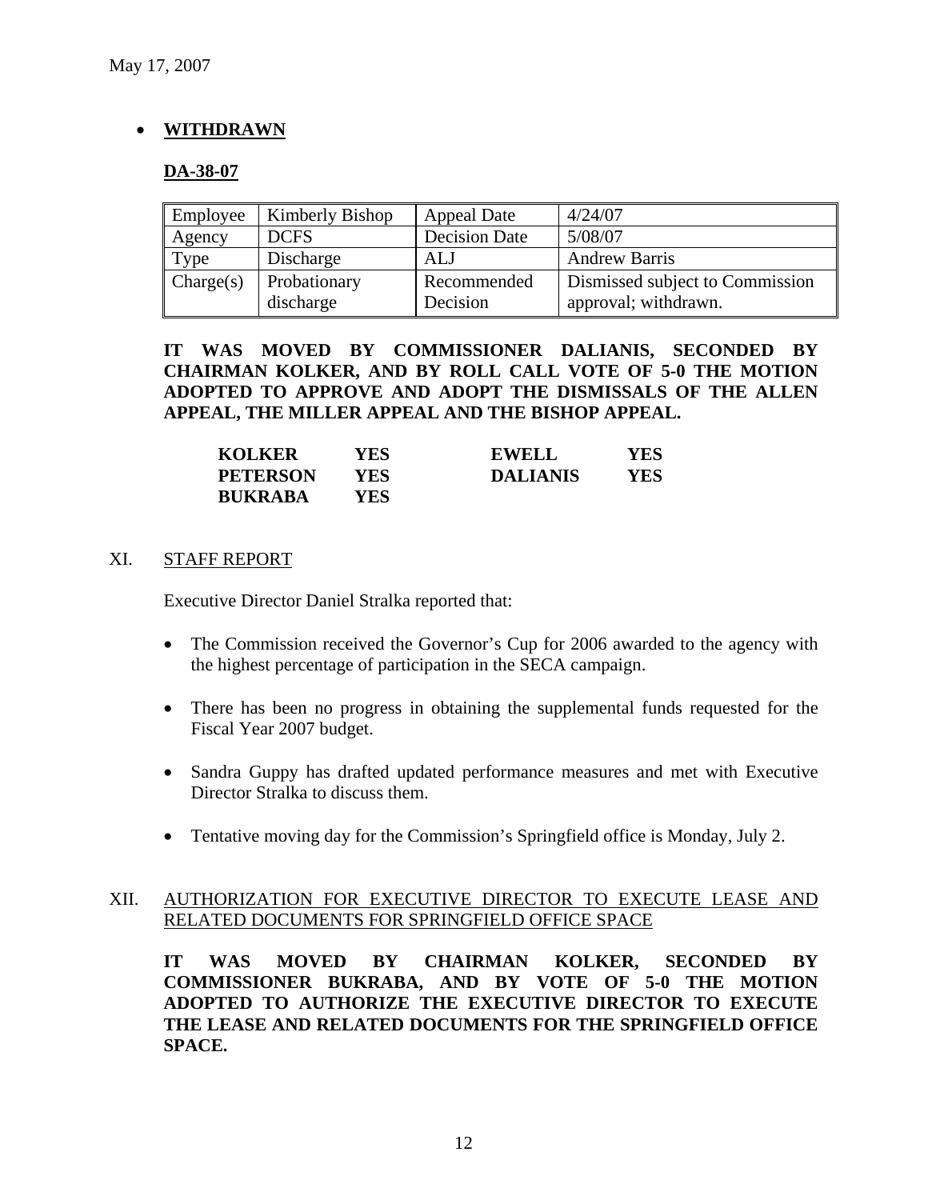- **WITHDRAWN**

**DA-38-07**

| Employee | Kimberly Bishop | Appeal Date | 4/24/07 |
|---|---|---|---|
| Agency | DCFS | Decision Date | 5/08/07 |
| Type | Discharge | ALJ | Andrew Barris |
| Charge(s) | Probationary discharge | Recommended Decision | Dismissed subject to Commission approval; withdrawn. |

**IT WAS MOVED BY COMMISSIONER DALIANIS, SECONDED BY CHAIRMAN KOLKER, AND BY ROLL CALL VOTE OF 5-0 THE MOTION ADOPTED TO APPROVE AND ADOPT THE DISMISSALS OF THE ALLEN APPEAL, THE MILLER APPEAL AND THE BISHOP APPEAL.**

| | | | |
|---|---|---|---|
| **KOLKER** | **YES** | **EWELL** | **YES** |
| **PETERSON** | **YES** | **DALIANIS** | **YES** |
| **BUKRABA** | **YES** | | |

## XI. STAFF REPORT

Executive Director Daniel Stralka reported that:

- The Commission received the Governor's Cup for 2006 awarded to the agency with the highest percentage of participation in the SECA campaign.
- There has been no progress in obtaining the supplemental funds requested for the Fiscal Year 2007 budget.
- Sandra Guppy has drafted updated performance measures and met with Executive Director Stralka to discuss them.
- Tentative moving day for the Commission's Springfield office is Monday, July 2.

## XII. AUTHORIZATION FOR EXECUTIVE DIRECTOR TO EXECUTE LEASE AND RELATED DOCUMENTS FOR SPRINGFIELD OFFICE SPACE

**IT WAS MOVED BY CHAIRMAN KOLKER, SECONDED BY COMMISSIONER BUKRABA, AND BY VOTE OF 5-0 THE MOTION ADOPTED TO AUTHORIZE THE EXECUTIVE DIRECTOR TO EXECUTE THE LEASE AND RELATED DOCUMENTS FOR THE SPRINGFIELD OFFICE SPACE.**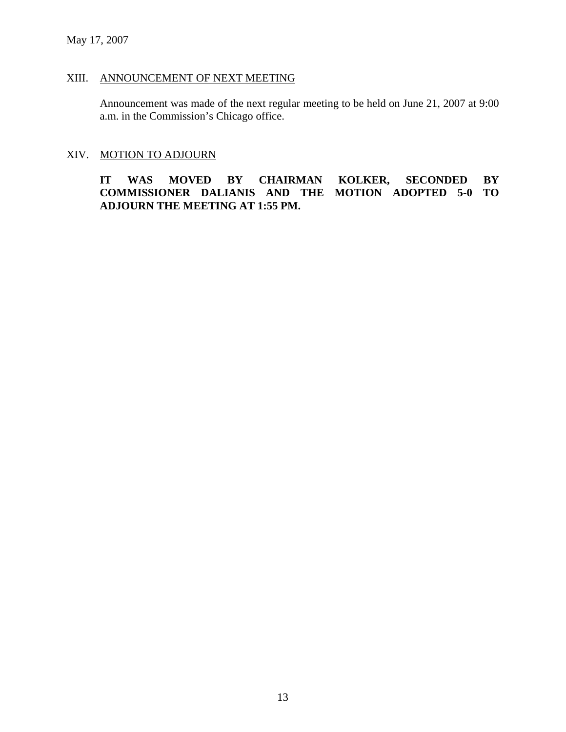## XIII. ANNOUNCEMENT OF NEXT MEETING

Announcement was made of the next regular meeting to be held on June 21, 2007 at 9:00 a.m. in the Commission's Chicago office.

## XIV. MOTION TO ADJOURN

**IT WAS MOVED BY CHAIRMAN KOLKER, SECONDED BY COMMISSIONER DALIANIS AND THE MOTION ADOPTED 5-0 TO ADJOURN THE MEETING AT 1:55 PM.**